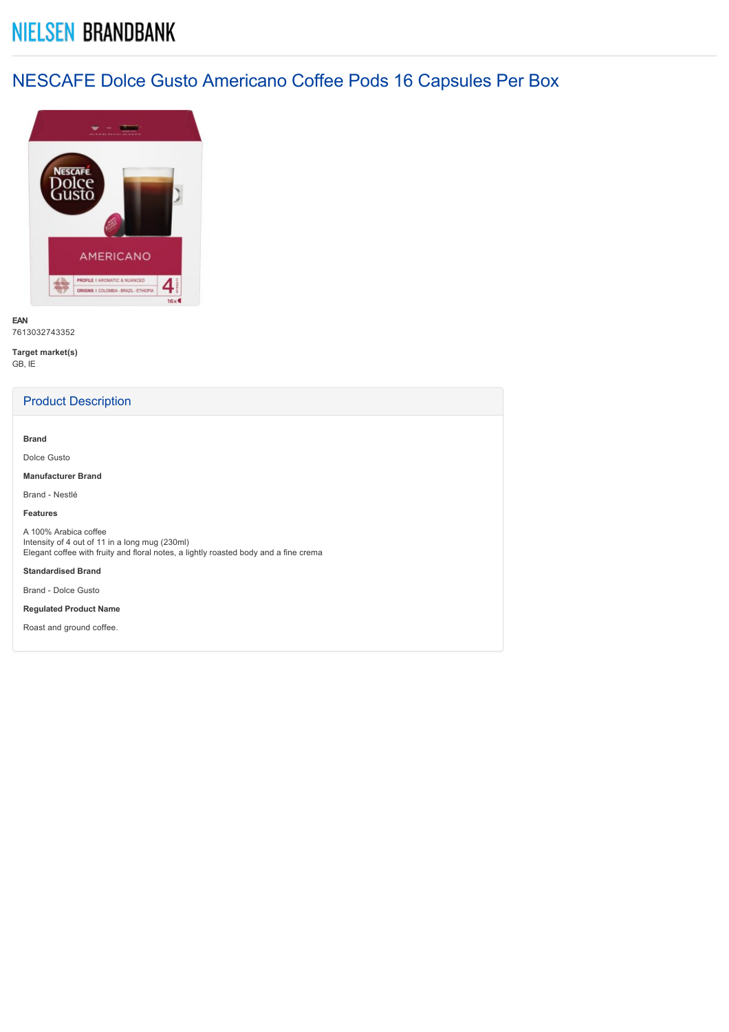NIELSEN BRANDBANK

# NESCAFE Dolce Gusto Americano Coffee Pods 16 Capsules Per Box

**EAN**
7613032743352

**Target market(s)**
GB, IE

## Product Description

**Brand**

Dolce Gusto

**Manufacturer Brand**

Brand - Nestlé

**Features**

A 100% Arabica coffee
Intensity of 4 out of 11 in a long mug (230ml)
Elegant coffee with fruity and floral notes, a lightly roasted body and a fine crema

**Standardised Brand**

Brand - Dolce Gusto

**Regulated Product Name**

Roast and ground coffee.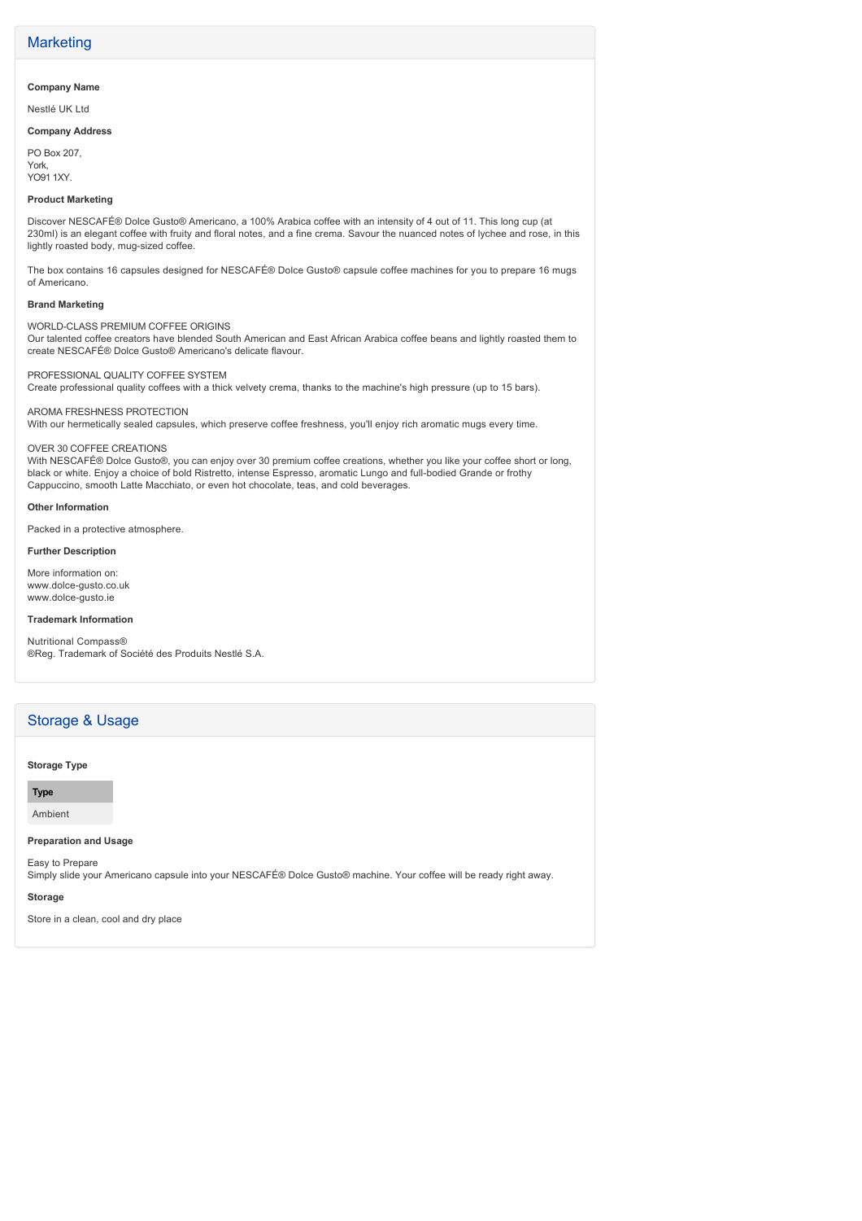## Marketing

**Company Name**

Nestlé UK Ltd

**Company Address**

PO Box 207,
York,
YO91 1XY.

**Product Marketing**

Discover NESCAFÉ® Dolce Gusto® Americano, a 100% Arabica coffee with an intensity of 4 out of 11. This long cup (at 230ml) is an elegant coffee with fruity and floral notes, and a fine crema. Savour the nuanced notes of lychee and rose, in this lightly roasted body, mug-sized coffee.

The box contains 16 capsules designed for NESCAFÉ® Dolce Gusto® capsule coffee machines for you to prepare 16 mugs of Americano.

**Brand Marketing**

WORLD-CLASS PREMIUM COFFEE ORIGINS
Our talented coffee creators have blended South American and East African Arabica coffee beans and lightly roasted them to create NESCAFÉ® Dolce Gusto® Americano's delicate flavour.

PROFESSIONAL QUALITY COFFEE SYSTEM
Create professional quality coffees with a thick velvety crema, thanks to the machine's high pressure (up to 15 bars).

AROMA FRESHNESS PROTECTION
With our hermetically sealed capsules, which preserve coffee freshness, you'll enjoy rich aromatic mugs every time.

OVER 30 COFFEE CREATIONS
With NESCAFÉ® Dolce Gusto®, you can enjoy over 30 premium coffee creations, whether you like your coffee short or long, black or white. Enjoy a choice of bold Ristretto, intense Espresso, aromatic Lungo and full-bodied Grande or frothy Cappuccino, smooth Latte Macchiato, or even hot chocolate, teas, and cold beverages.

**Other Information**

Packed in a protective atmosphere.

**Further Description**

More information on:
www.dolce-gusto.co.uk
www.dolce-gusto.ie

**Trademark Information**

Nutritional Compass®
®Reg. Trademark of Société des Produits Nestlé S.A.

## Storage & Usage

**Storage Type**

| Type |
| --- |
| Ambient |

**Preparation and Usage**

Easy to Prepare
Simply slide your Americano capsule into your NESCAFÉ® Dolce Gusto® machine. Your coffee will be ready right away.

**Storage**

Store in a clean, cool and dry place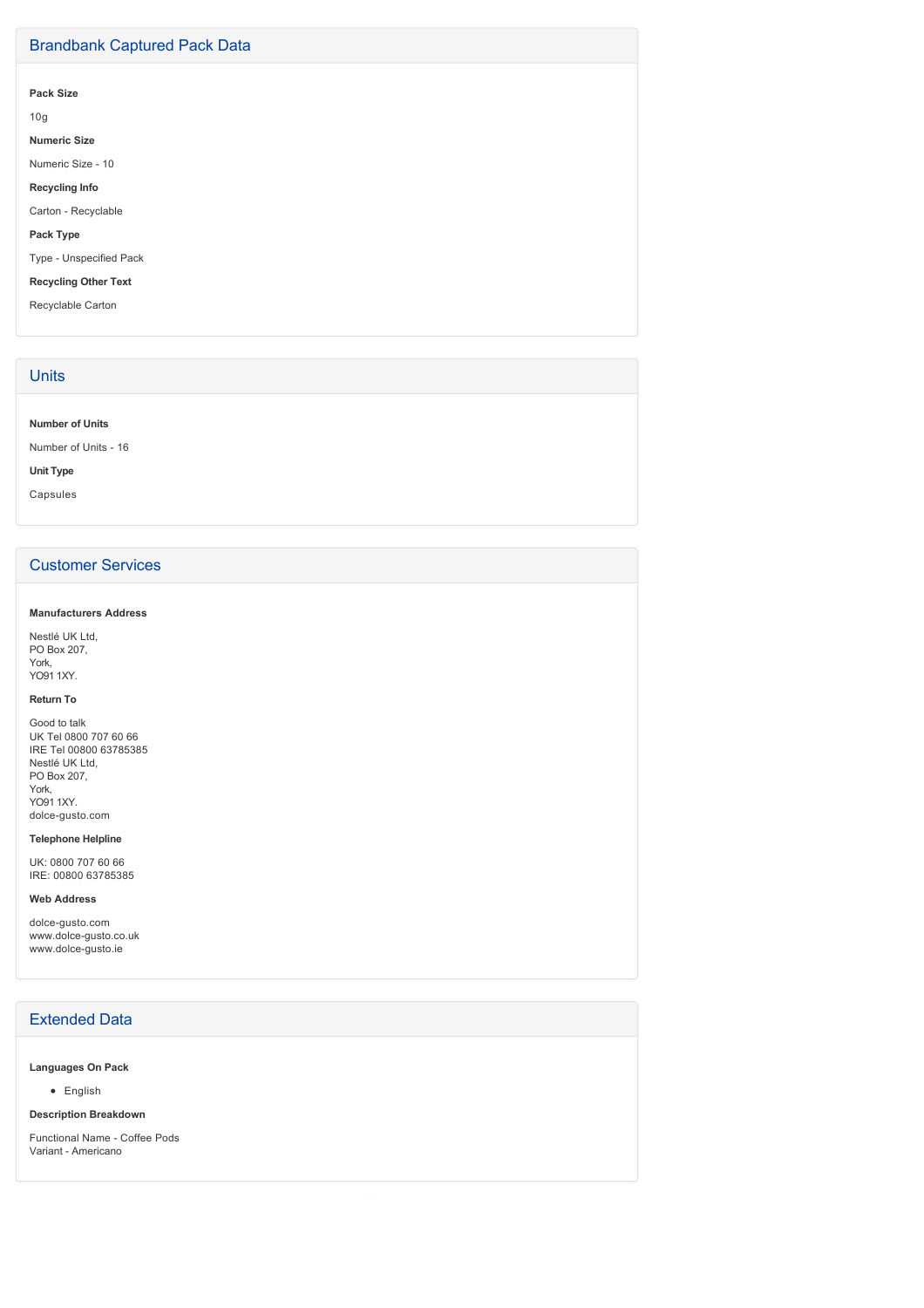## Brandbank Captured Pack Data

**Pack Size**

10g

**Numeric Size**

Numeric Size - 10

**Recycling Info**

Carton - Recyclable

**Pack Type**

Type - Unspecified Pack

**Recycling Other Text**

Recyclable Carton

## Units

**Number of Units**

Number of Units - 16

**Unit Type**

Capsules

## Customer Services

**Manufacturers Address**

Nestlé UK Ltd,
PO Box 207,
York,
YO91 1XY.

**Return To**

Good to talk
UK Tel 0800 707 60 66
IRE Tel 00800 63785385
Nestlé UK Ltd,
PO Box 207,
York,
YO91 1XY.
dolce-gusto.com

**Telephone Helpline**

UK: 0800 707 60 66
IRE: 00800 63785385

**Web Address**

dolce-gusto.com
www.dolce-gusto.co.uk
www.dolce-gusto.ie

## Extended Data

**Languages On Pack**

- English

**Description Breakdown**

Functional Name - Coffee Pods
Variant - Americano